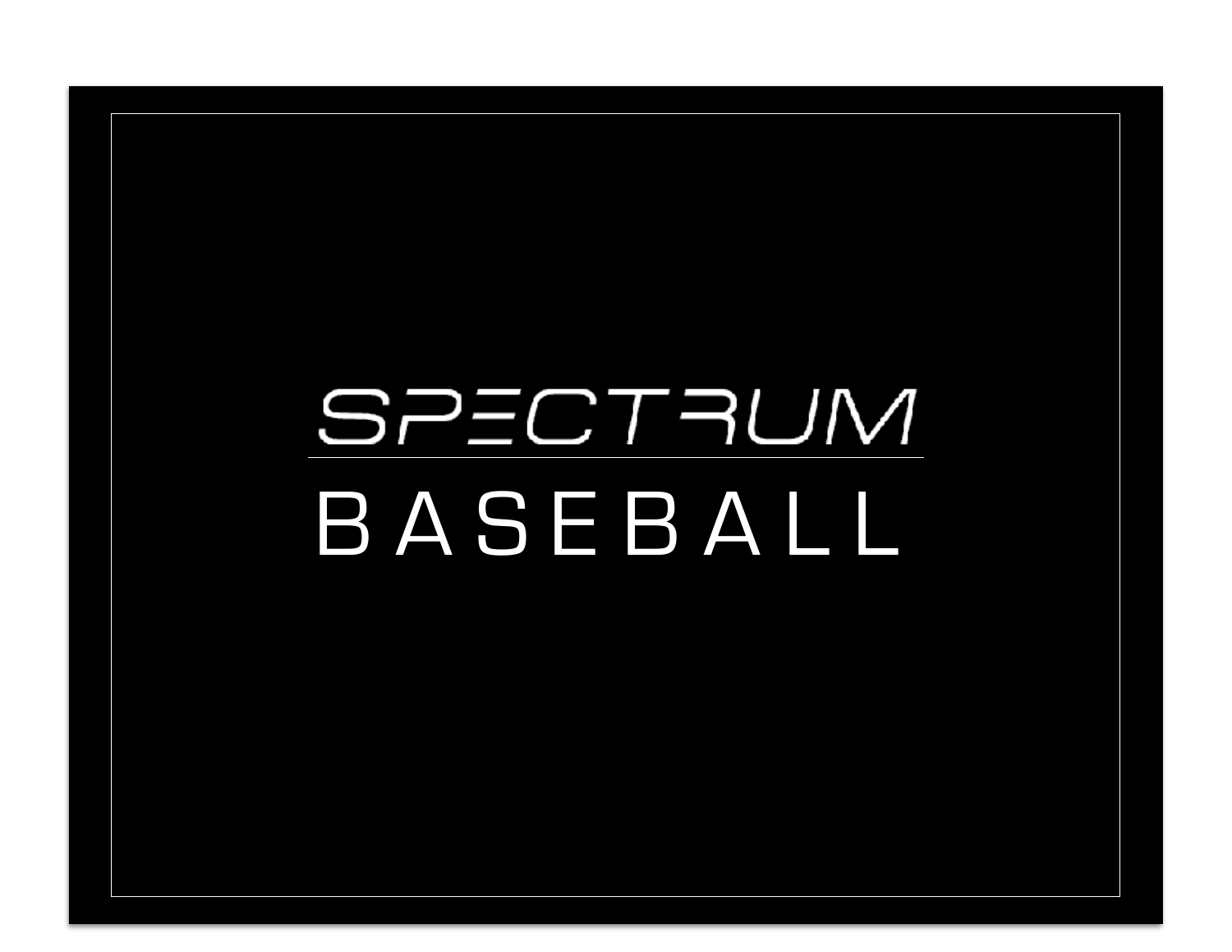# SPECTRUM

## BASEBALL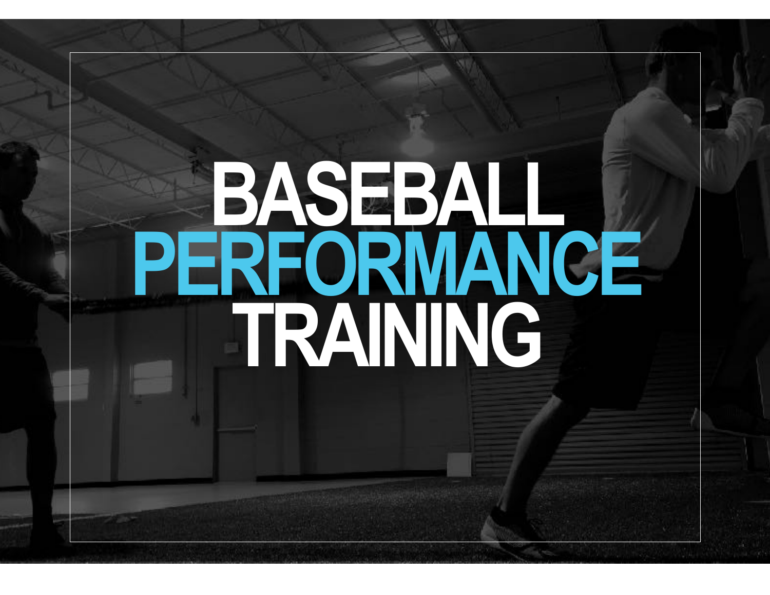# BASEBALL PERFORMANCE TRAINING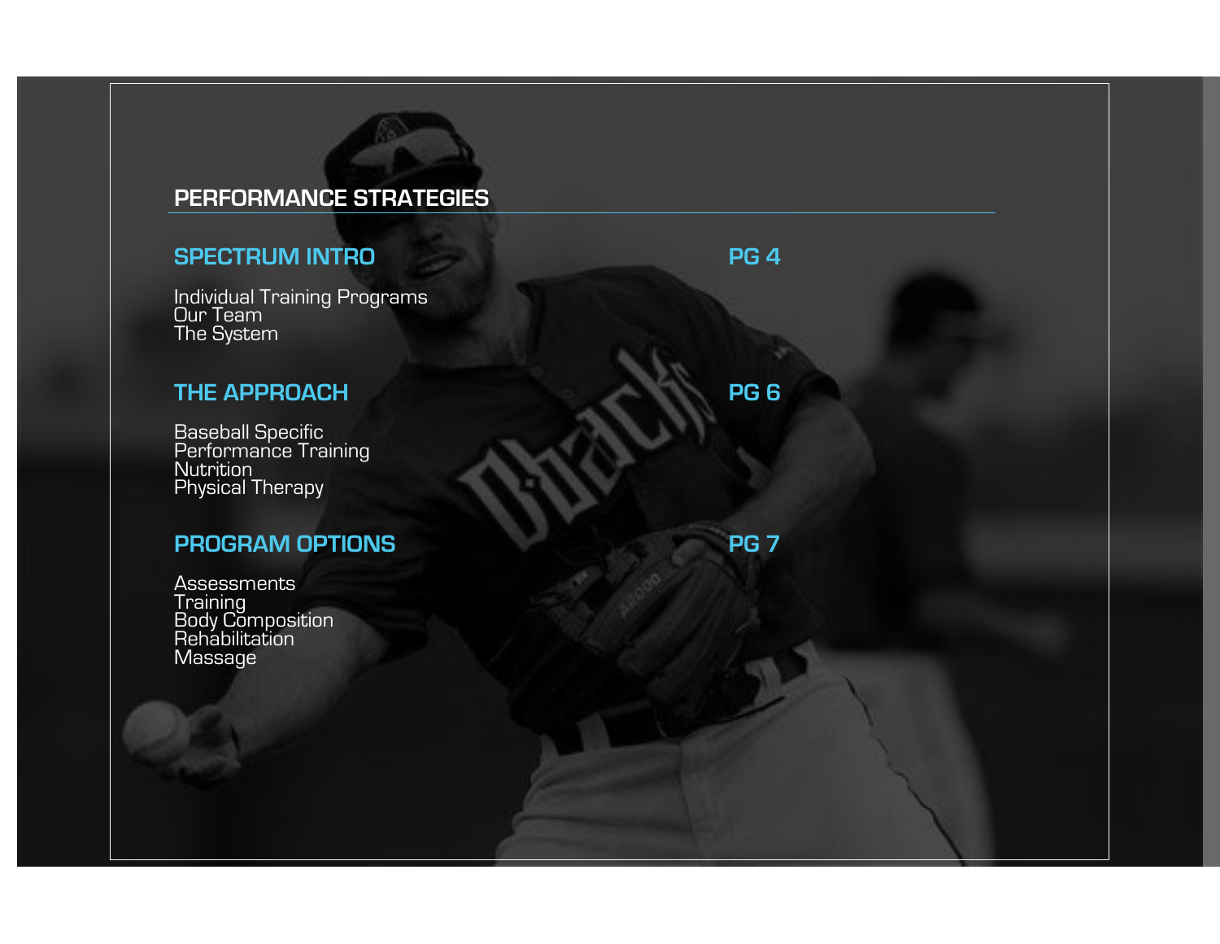# PERFORMANCE STRATEGIES

## SPECTRUM INTRO — PG 4

Individual Training Programs
Our Team
The System

## THE APPROACH — PG 6

Baseball Specific
Performance Training
Nutrition
Physical Therapy

## PROGRAM OPTIONS — PG 7

Assessments
Training
Body Composition
Rehabilitation
Massage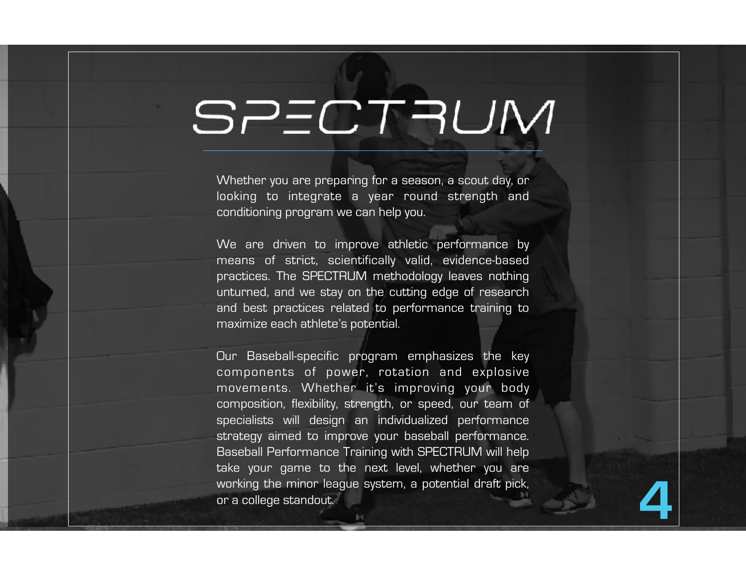# SPECTRUM

Whether you are preparing for a season, a scout day, or looking to integrate a year round strength and conditioning program we can help you.

We are driven to improve athletic performance by means of strict, scientifically valid, evidence-based practices. The SPECTRUM methodology leaves nothing unturned, and we stay on the cutting edge of research and best practices related to performance training to maximize each athlete's potential.

Our Baseball-specific program emphasizes the key components of power, rotation and explosive movements. Whether it's improving your body composition, flexibility, strength, or speed, our team of specialists will design an individualized performance strategy aimed to improve your baseball performance. Baseball Performance Training with SPECTRUM will help take your game to the next level, whether you are working the minor league system, a potential draft pick, or a college standout.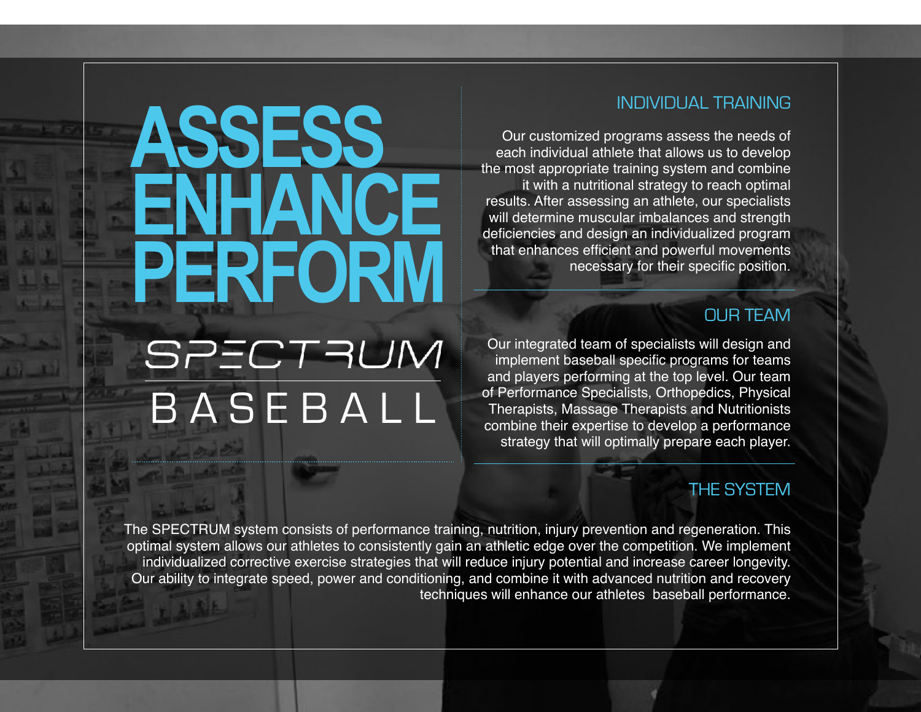# ASSESS ENHANCE PERFORM

## SPECTRUM BASEBALL

### INDIVIDUAL TRAINING

Our customized programs assess the needs of each individual athlete that allows us to develop the most appropriate training system and combine it with a nutritional strategy to reach optimal results. After assessing an athlete, our specialists will determine muscular imbalances and strength deficiencies and design an individualized program that enhances efficient and powerful movements necessary for their specific position.

### OUR TEAM

Our integrated team of specialists will design and implement baseball specific programs for teams and players performing at the top level. Our team of Performance Specialists, Orthopedics, Physical Therapists, Massage Therapists and Nutritionists combine their expertise to develop a performance strategy that will optimally prepare each player.

### THE SYSTEM

The SPECTRUM system consists of performance training, nutrition, injury prevention and regeneration. This optimal system allows our athletes to consistently gain an athletic edge over the competition. We implement individualized corrective exercise strategies that will reduce injury potential and increase career longevity. Our ability to integrate speed, power and conditioning, and combine it with advanced nutrition and recovery techniques will enhance our athletes  baseball performance.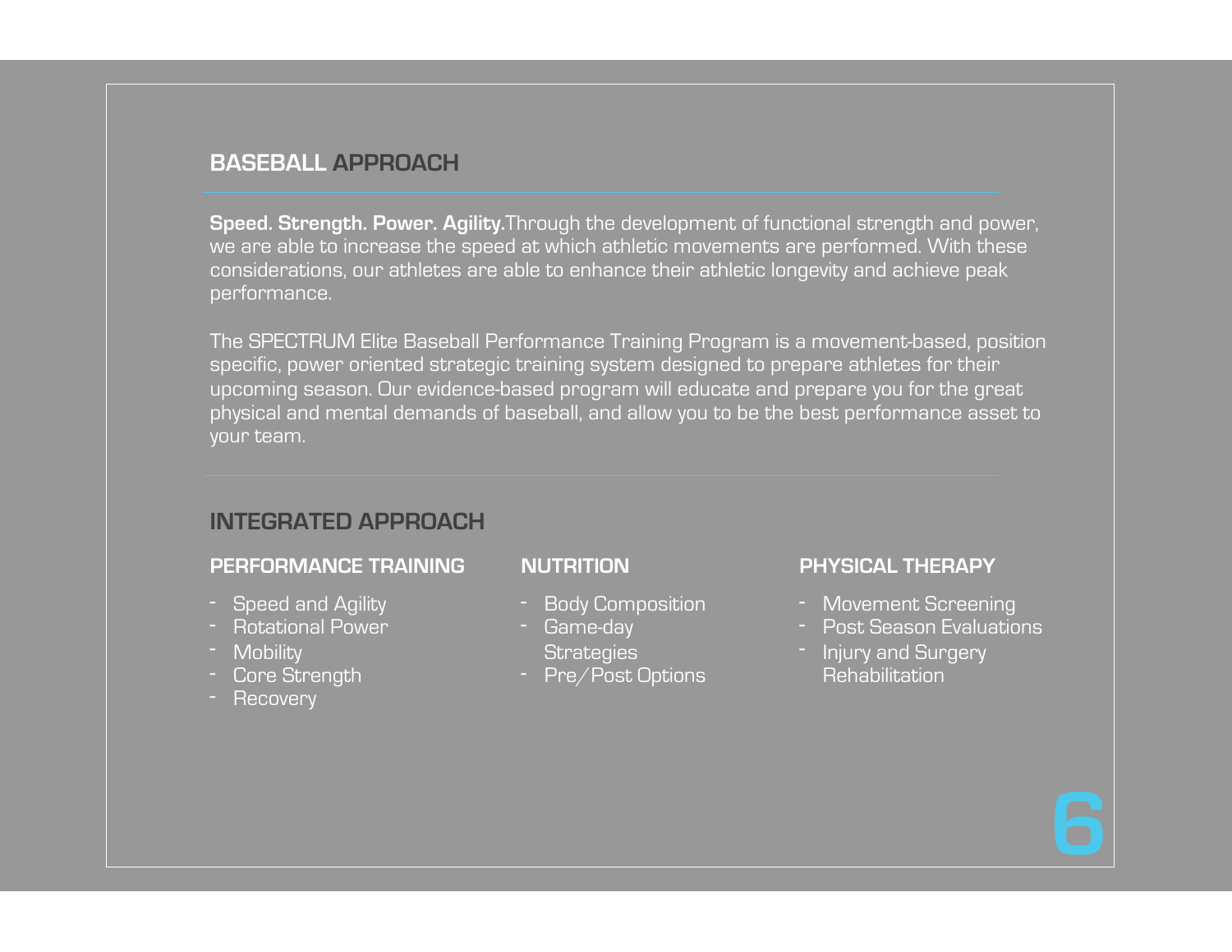## BASEBALL APPROACH

**Speed. Strength. Power. Agility.**Through the development of functional strength and power, we are able to increase the speed at which athletic movements are performed. With these considerations, our athletes are able to enhance their athletic longevity and achieve peak performance.

The SPECTRUM Elite Baseball Performance Training Program is a movement-based, position specific, power oriented strategic training system designed to prepare athletes for their upcoming season. Our evidence-based program will educate and prepare you for the great physical and mental demands of baseball, and allow you to be the best performance asset to your team.

## INTEGRATED APPROACH

### PERFORMANCE TRAINING

- Speed and Agility
- Rotational Power
- Mobility
- Core Strength
- Recovery

### NUTRITION

- Body Composition
- Game-day Strategies
- Pre/Post Options

### PHYSICAL THERAPY

- Movement Screening
- Post Season Evaluations
- Injury and Surgery Rehabilitation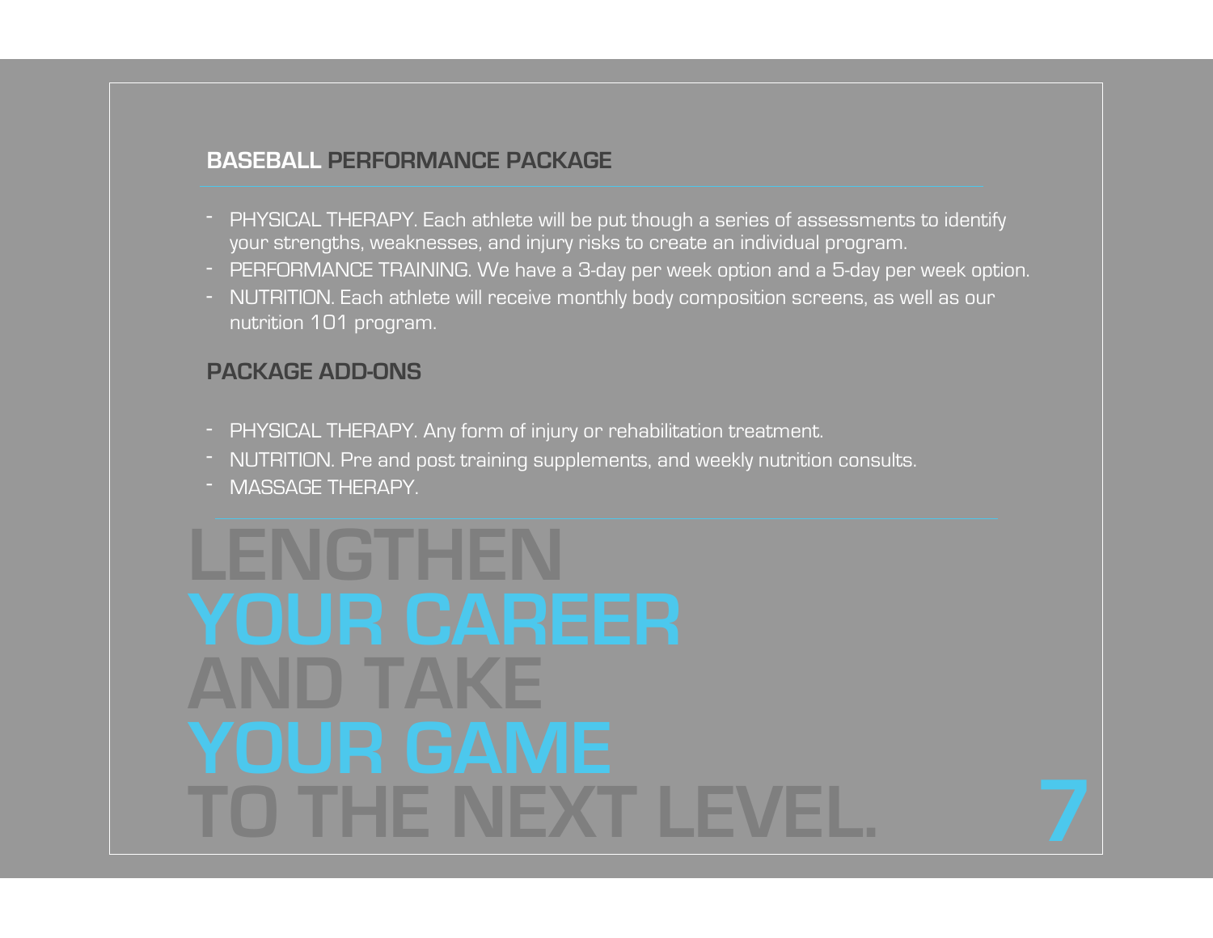## BASEBALL PERFORMANCE PACKAGE

- PHYSICAL THERAPY. Each athlete will be put though a series of assessments to identify your strengths, weaknesses, and injury risks to create an individual program.
- PERFORMANCE TRAINING. We have a 3-day per week option and a 5-day per week option.
- NUTRITION. Each athlete will receive monthly body composition screens, as well as our nutrition 101 program.

## PACKAGE ADD-ONS

- PHYSICAL THERAPY. Any form of injury or rehabilitation treatment.
- NUTRITION. Pre and post training supplements, and weekly nutrition consults.
- MASSAGE THERAPY.

# LENGTHEN YOUR CAREER AND TAKE YOUR GAME TO THE NEXT LEVEL.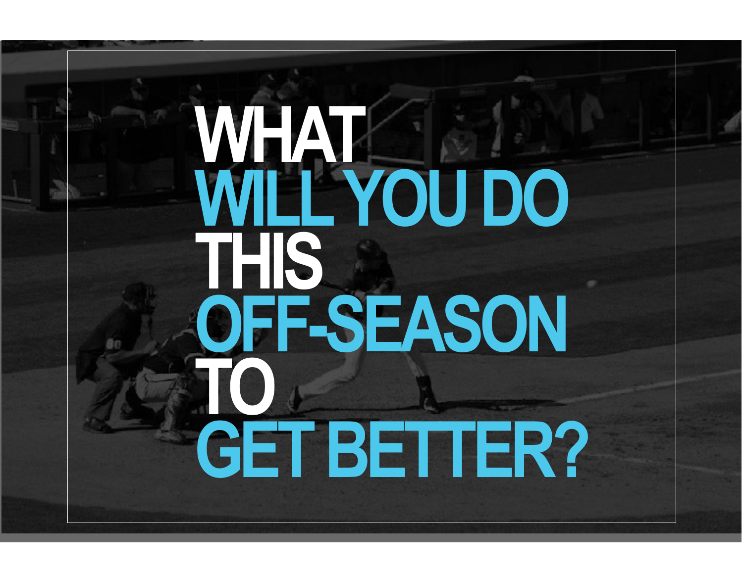# WHAT WILL YOU DO THIS OFF-SEASON TO GET BETTER?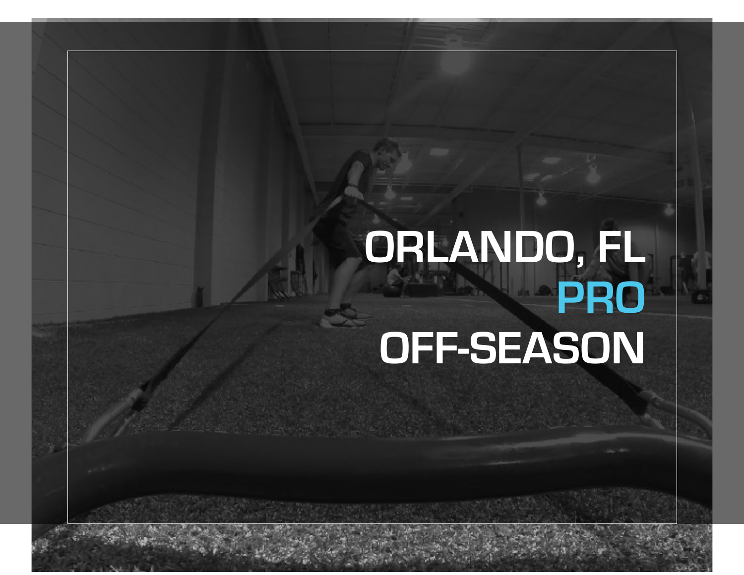# ORLANDO, FL PRO OFF-SEASON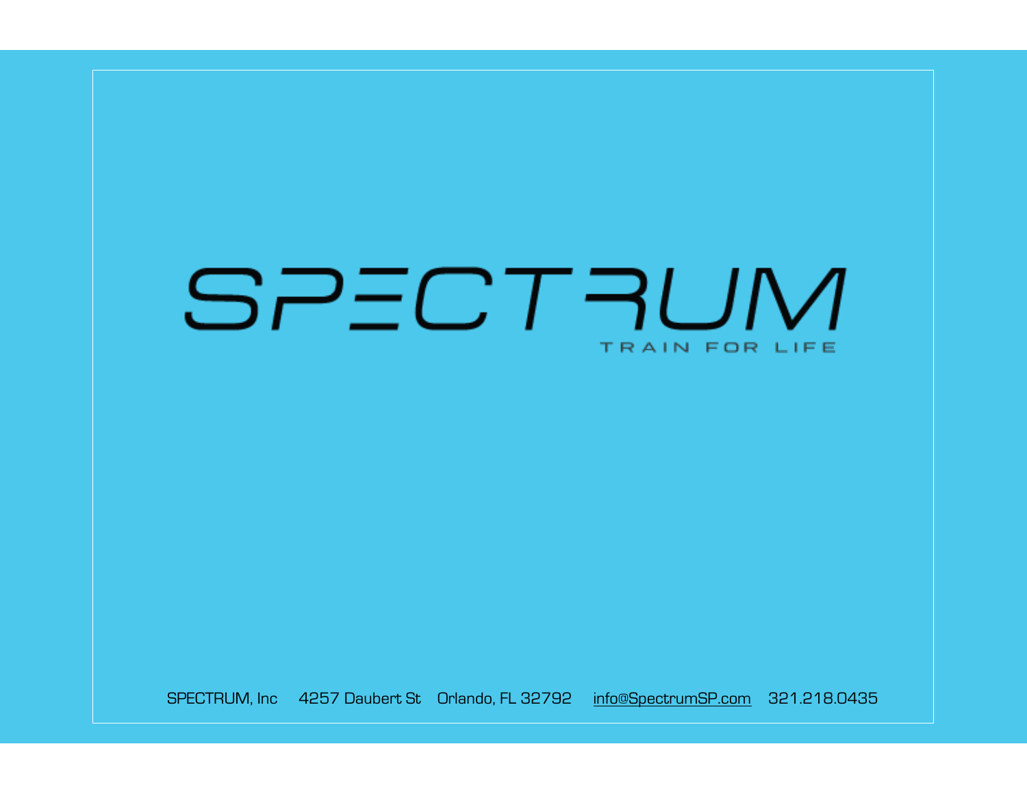# SPECTRUM

TRAIN FOR LIFE

SPECTRUM, Inc 4257 Daubert St Orlando, FL 32792 info@SpectrumSP.com 321.218.0435